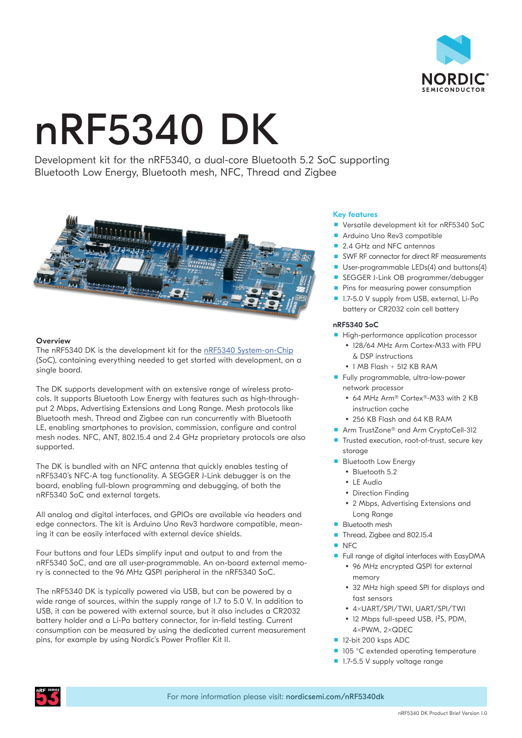# nRF5340 DK

Development kit for the nRF5340, a dual-core Bluetooth 5.2 SoC supporting Bluetooth Low Energy, Bluetooth mesh, NFC, Thread and Zigbee

### Overview

The nRF5340 DK is the development kit for the nRF5340 System-on-Chip (SoC), containing everything needed to get started with development, on a single board.

The DK supports development with an extensive range of wireless protocols. It supports Bluetooth Low Energy with features such as high-throughput 2 Mbps, Advertising Extensions and Long Range. Mesh protocols like Bluetooth mesh, Thread and Zigbee can run concurrently with Bluetooth LE, enabling smartphones to provision, commission, configure and control mesh nodes. NFC, ANT, 802.15.4 and 2.4 GHz proprietary protocols are also supported.

The DK is bundled with an NFC antenna that quickly enables testing of nRF5340's NFC-A tag functionality. A SEGGER J-Link debugger is on the board, enabling full-blown programming and debugging, of both the nRF5340 SoC and external targets.

All analog and digital interfaces, and GPIOs are available via headers and edge connectors. The kit is Arduino Uno Rev3 hardware compatible, meaning it can be easily interfaced with external device shields.

Four buttons and four LEDs simplify input and output to and from the nRF5340 SoC, and are all user-programmable. An on-board external memory is connected to the 96 MHz QSPI peripheral in the nRF5340 SoC.

The nRF5340 DK is typically powered via USB, but can be powered by a wide range of sources, within the supply range of 1.7 to 5.0 V. In addition to USB, it can be powered with external source, but it also includes a CR2032 battery holder and a Li-Po battery connector, for in-field testing. Current consumption can be measured by using the dedicated current measurement pins, for example by using Nordic's Power Profiler Kit II.

### Key features

- Versatile development kit for nRF5340 SoC
- Arduino Uno Rev3 compatible
- 2.4 GHz and NFC antennas
- SWF RF connector for direct RF measurements
- User-programmable LEDs(4) and buttons(4)
- SEGGER J-Link OB programmer/debugger
- Pins for measuring power consumption
- 1.7-5.0 V supply from USB, external, Li-Po battery or CR2032 coin cell battery

### nRF5340 SoC

- High-performance application processor
  - 128/64 MHz Arm Cortex-M33 with FPU & DSP instructions
  - 1 MB Flash + 512 KB RAM
- Fully programmable, ultra-low-power network processor
  - 64 MHz Arm® Cortex®-M33 with 2 KB instruction cache
  - 256 KB Flash and 64 KB RAM
- Arm TrustZone® and Arm CryptoCell-312
- Trusted execution, root-of-trust, secure key storage
- Bluetooth Low Energy
  - Bluetooth 5.2
  - LE Audio
  - Direction Finding
  - 2 Mbps, Advertising Extensions and Long Range
- Bluetooth mesh
- Thread, Zigbee and 802.15.4
- NFC
- Full range of digital interfaces with EasyDMA
  - 96 MHz encrypted QSPI for external memory
  - 32 MHz high speed SPI for displays and fast sensors
  - 4×UART/SPI/TWI, UART/SPI/TWI
  - 12 Mbps full-speed USB, I²S, PDM, 4×PWM, 2×QDEC
- 12-bit 200 ksps ADC
- 105 °C extended operating temperature
- 1.7-5.5 V supply voltage range

For more information please visit: **nordicsemi.com/nRF5340dk**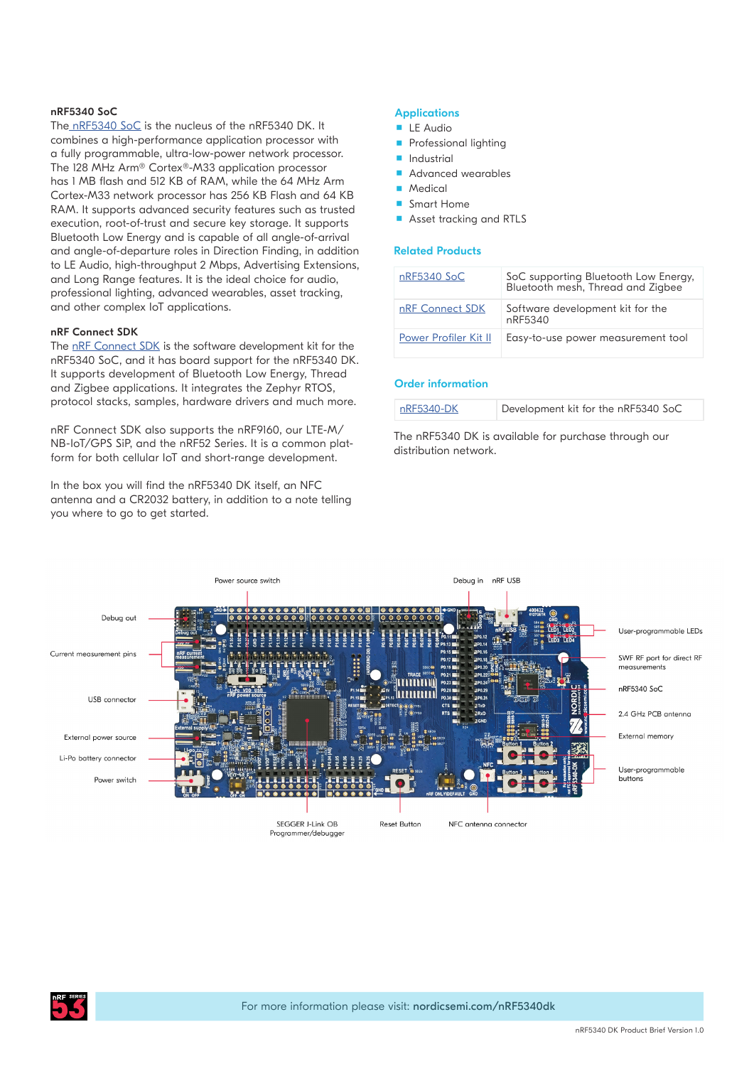### nRF5340 SoC

The nRF5340 SoC is the nucleus of the nRF5340 DK. It combines a high-performance application processor with a fully programmable, ultra-low-power network processor. The 128 MHz Arm® Cortex®-M33 application processor has 1 MB flash and 512 KB of RAM, while the 64 MHz Arm Cortex-M33 network processor has 256 KB Flash and 64 KB RAM. It supports advanced security features such as trusted execution, root-of-trust and secure key storage. It supports Bluetooth Low Energy and is capable of all angle-of-arrival and angle-of-departure roles in Direction Finding, in addition to LE Audio, high-throughput 2 Mbps, Advertising Extensions, and Long Range features. It is the ideal choice for audio, professional lighting, advanced wearables, asset tracking, and other complex IoT applications.

### nRF Connect SDK

The nRF Connect SDK is the software development kit for the nRF5340 SoC, and it has board support for the nRF5340 DK. It supports development of Bluetooth Low Energy, Thread and Zigbee applications. It integrates the Zephyr RTOS, protocol stacks, samples, hardware drivers and much more.

nRF Connect SDK also supports the nRF9160, our LTE-M/NB-IoT/GPS SiP, and the nRF52 Series. It is a common platform for both cellular IoT and short-range development.

In the box you will find the nRF5340 DK itself, an NFC antenna and a CR2032 battery, in addition to a note telling you where to go to get started.

## Applications

- LE Audio
- Professional lighting
- Industrial
- Advanced wearables
- Medical
- Smart Home
- Asset tracking and RTLS

## Related Products

| | |
|---|---|
| nRF5340 SoC | SoC supporting Bluetooth Low Energy, Bluetooth mesh, Thread and Zigbee |
| nRF Connect SDK | Software development kit for the nRF5340 |
| Power Profiler Kit II | Easy-to-use power measurement tool |

## Order information

| | |
|---|---|
| nRF5340-DK | Development kit for the nRF5340 SoC |

The nRF5340 DK is available for purchase through our distribution network.

Power source switch

Debug in

nRF USB

Debug out

Current measurement pins

USB connector

External power source

Li-Po battery connector

Power switch

User-programmable LEDs

SWF RF port for direct RF measurements

nRF5340 SoC

2.4 GHz PCB antenna

External memory

User-programmable buttons

SEGGER J-Link OB Programmer/debugger

Reset Button

NFC antenna connector

For more information please visit: **nordicsemi.com/nRF5340dk**

nRF5340 DK Product Brief Version 1.0